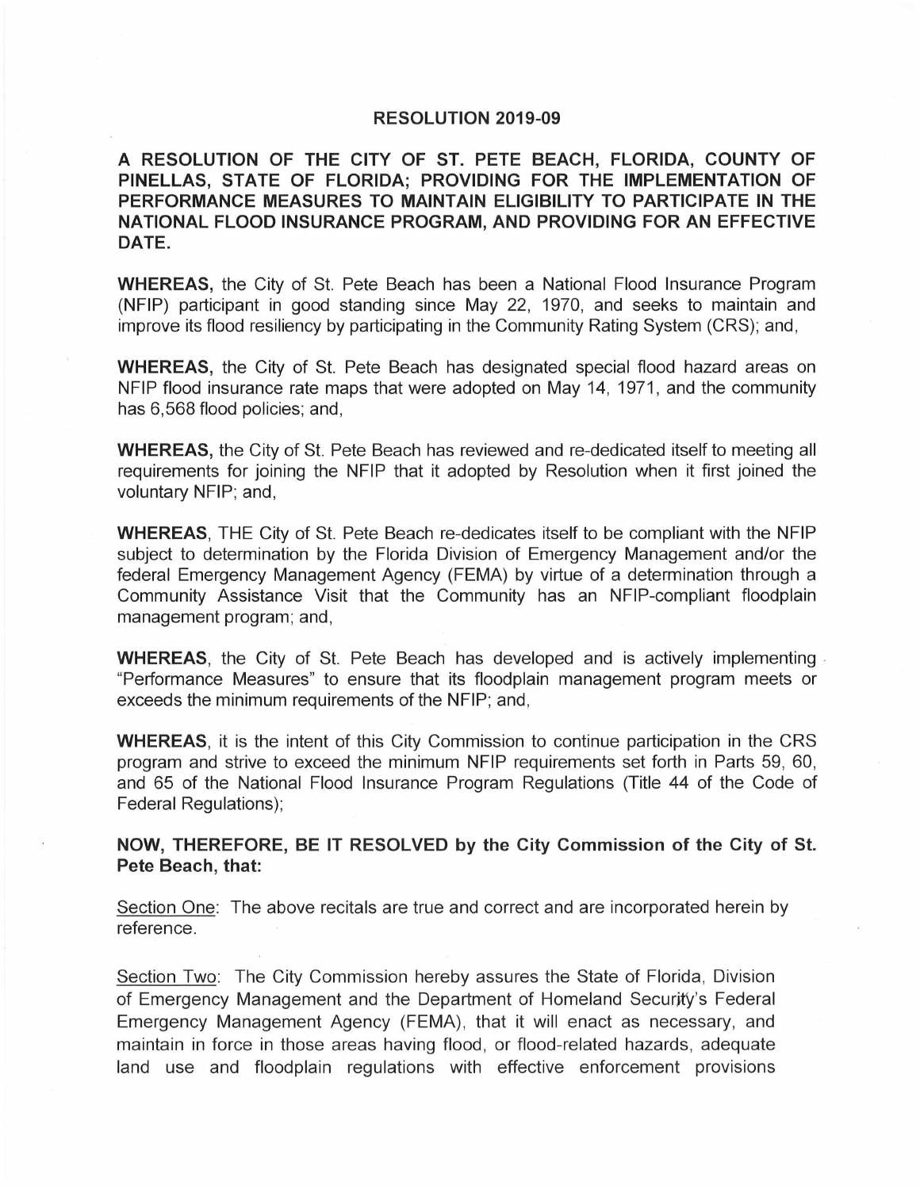# RESOLUTION 2019-09

**A RESOLUTION OF THE CITY OF ST. PETE BEACH, FLORIDA, COUNTY OF PINELLAS, STATE OF FLORIDA; PROVIDING FOR THE IMPLEMENTATION OF PERFORMANCE MEASURES TO MAINTAIN ELIGIBILITY TO PARTICIPATE IN THE NATIONAL FLOOD INSURANCE PROGRAM, AND PROVIDING FOR AN EFFECTIVE DATE.**

**WHEREAS,** the City of St. Pete Beach has been a National Flood Insurance Program (NFIP) participant in good standing since May 22, 1970, and seeks to maintain and improve its flood resiliency by participating in the Community Rating System (CRS); and,

**WHEREAS,** the City of St. Pete Beach has designated special flood hazard areas on NFIP flood insurance rate maps that were adopted on May 14, 1971, and the community has 6,568 flood policies; and,

**WHEREAS,** the City of St. Pete Beach has reviewed and re-dedicated itself to meeting all requirements for joining the NFIP that it adopted by Resolution when it first joined the voluntary NFIP; and,

**WHEREAS**, THE City of St. Pete Beach re-dedicates itself to be compliant with the NFIP subject to determination by the Florida Division of Emergency Management and/or the federal Emergency Management Agency (FEMA) by virtue of a determination through a Community Assistance Visit that the Community has an NFIP-compliant floodplain management program; and,

**WHEREAS**, the City of St. Pete Beach has developed and is actively implementing "Performance Measures" to ensure that its floodplain management program meets or exceeds the minimum requirements of the NFIP; and,

**WHEREAS**, it is the intent of this City Commission to continue participation in the CRS program and strive to exceed the minimum NFIP requirements set forth in Parts 59, 60, and 65 of the National Flood Insurance Program Regulations (Title 44 of the Code of Federal Regulations);

**NOW, THEREFORE, BE IT RESOLVED by the City Commission of the City of St. Pete Beach, that:**

Section One: The above recitals are true and correct and are incorporated herein by reference.

Section Two: The City Commission hereby assures the State of Florida, Division of Emergency Management and the Department of Homeland Security's Federal Emergency Management Agency (FEMA), that it will enact as necessary, and maintain in force in those areas having flood, or flood-related hazards, adequate land use and floodplain regulations with effective enforcement provisions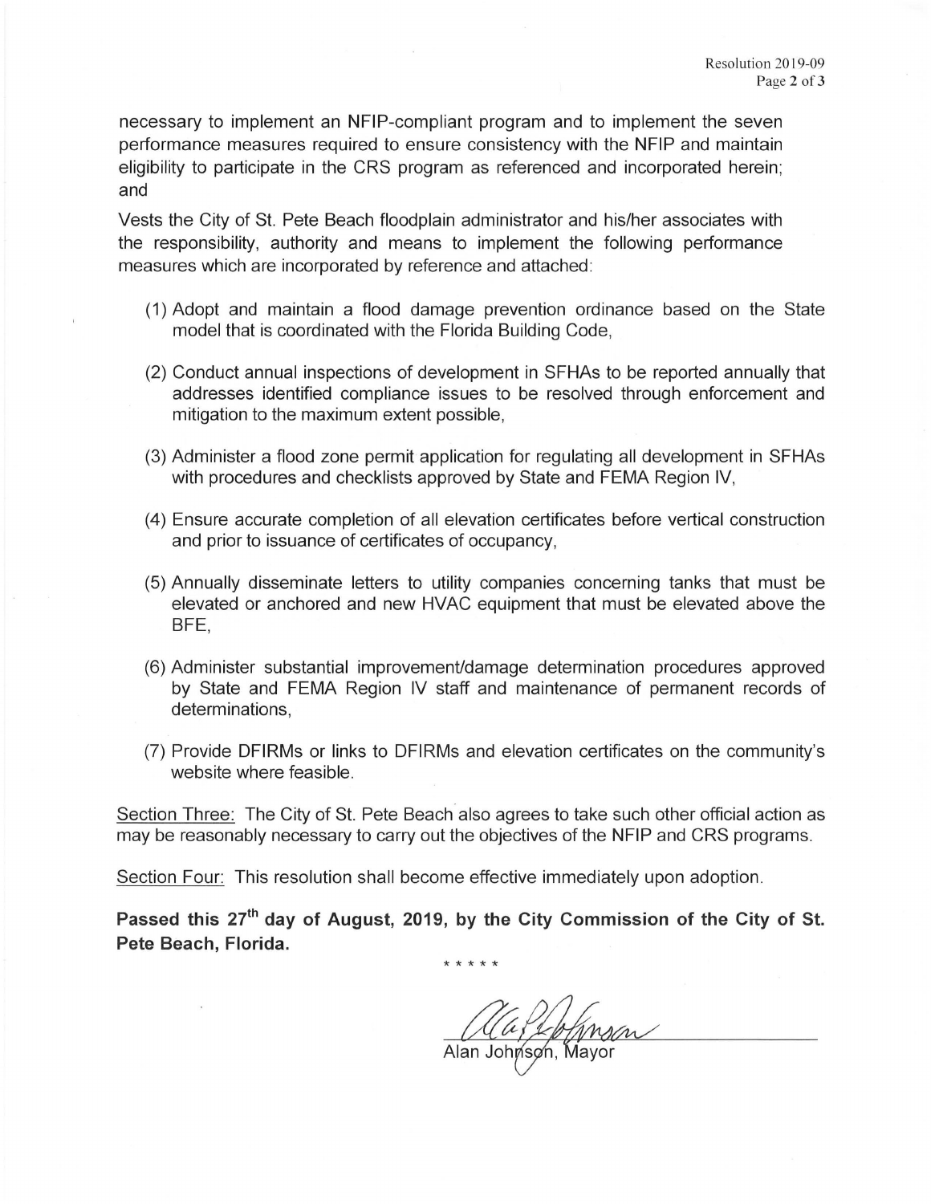necessary to implement an NFIP-compliant program and to implement the seven performance measures required to ensure consistency with the NFIP and maintain eligibility to participate in the CRS program as referenced and incorporated herein; and

Vests the City of St. Pete Beach floodplain administrator and his/her associates with the responsibility, authority and means to implement the following performance measures which are incorporated by reference and attached:

(1) Adopt and maintain a flood damage prevention ordinance based on the State model that is coordinated with the Florida Building Code,

(2) Conduct annual inspections of development in SFHAs to be reported annually that addresses identified compliance issues to be resolved through enforcement and mitigation to the maximum extent possible,

(3) Administer a flood zone permit application for regulating all development in SFHAs with procedures and checklists approved by State and FEMA Region IV,

(4) Ensure accurate completion of all elevation certificates before vertical construction and prior to issuance of certificates of occupancy,

(5) Annually disseminate letters to utility companies concerning tanks that must be elevated or anchored and new HVAC equipment that must be elevated above the BFE,

(6) Administer substantial improvement/damage determination procedures approved by State and FEMA Region IV staff and maintenance of permanent records of determinations,

(7) Provide DFIRMs or links to DFIRMs and elevation certificates on the community's website where feasible.

Section Three: The City of St. Pete Beach also agrees to take such other official action as may be reasonably necessary to carry out the objectives of the NFIP and CRS programs.

Section Four: This resolution shall become effective immediately upon adoption.

**Passed this 27th day of August, 2019, by the City Commission of the City of St. Pete Beach, Florida.**

\* \* \* \* \*

Alan Johnson, Mayor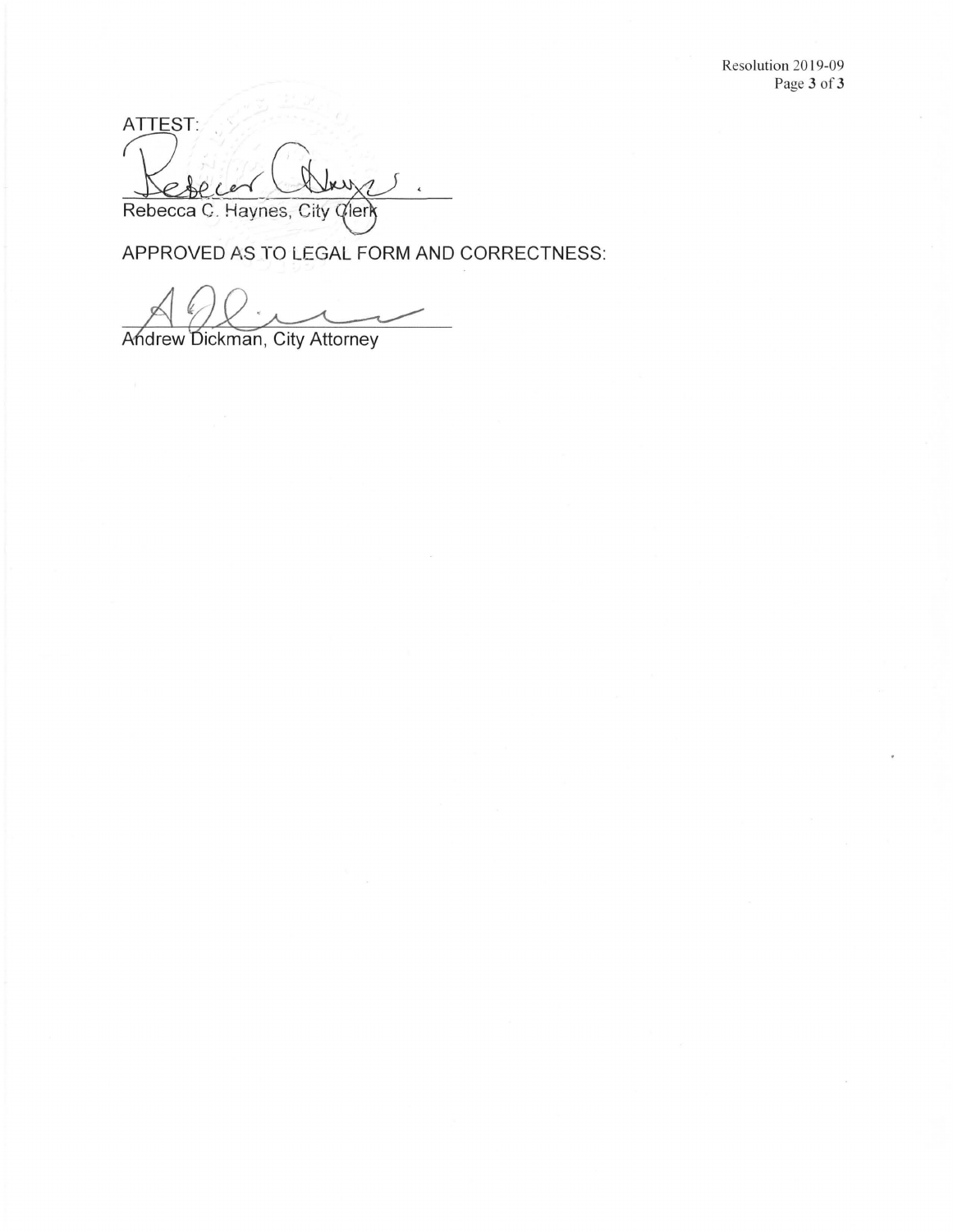ATTEST:

Rebecca C. Haynes, City Clerk

APPROVED AS TO LEGAL FORM AND CORRECTNESS:

Andrew Dickman, City Attorney